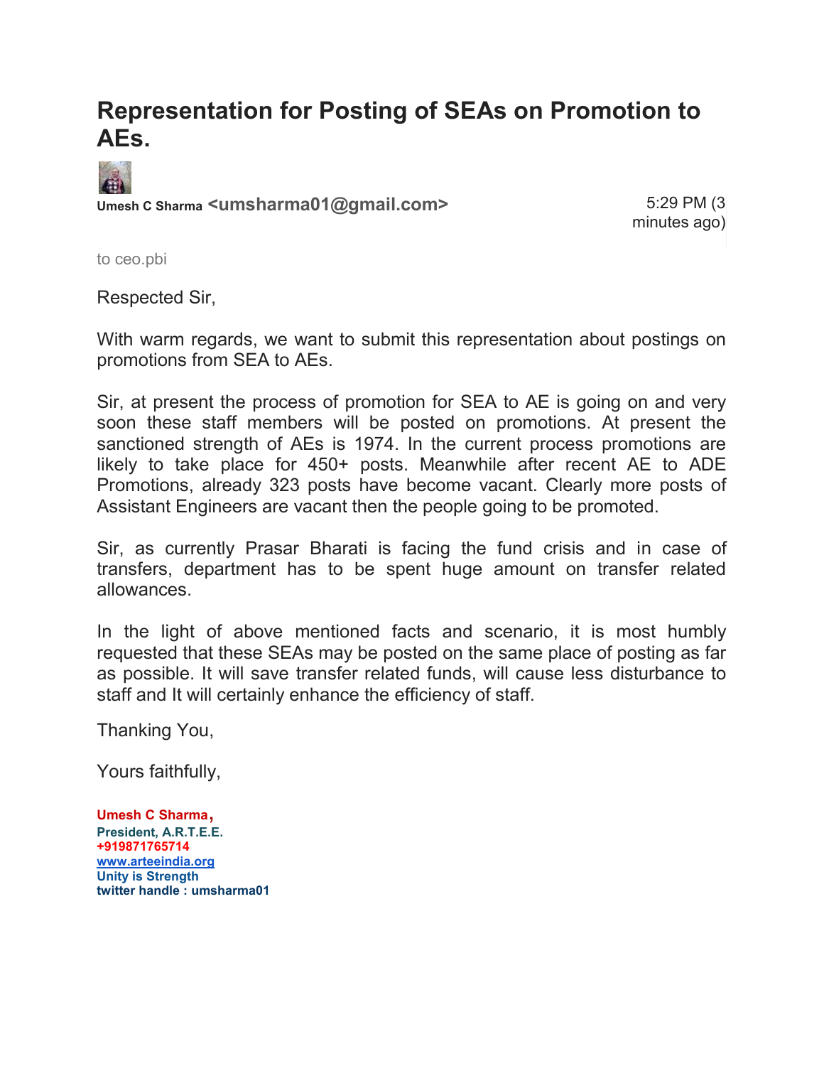# Representation for Posting of SEAs on Promotion to AEs.

**Umesh C Sharma** <umsharma01@gmail.com>

5:29 PM (3 minutes ago)

to ceo.pbi

Respected Sir,

With warm regards, we want to submit this representation about postings on promotions from SEA to AEs.

Sir, at present the process of promotion for SEA to AE is going on and very soon these staff members will be posted on promotions. At present the sanctioned strength of AEs is 1974. In the current process promotions are likely to take place for 450+ posts. Meanwhile after recent AE to ADE Promotions, already 323 posts have become vacant. Clearly more posts of Assistant Engineers are vacant then the people going to be promoted.

Sir, as currently Prasar Bharati is facing the fund crisis and in case of transfers, department has to be spent huge amount on transfer related allowances.

In the light of above mentioned facts and scenario, it is most humbly requested that these SEAs may be posted on the same place of posting as far as possible. It will save transfer related funds, will cause less disturbance to staff and It will certainly enhance the efficiency of staff.

Thanking You,

Yours faithfully,

**Umesh C Sharma,**
**President, A.R.T.E.E.**
**+919871765714**
**[www.arteeindia.org](http://www.arteeindia.org)**
**Unity is Strength**
**twitter handle : umsharma01**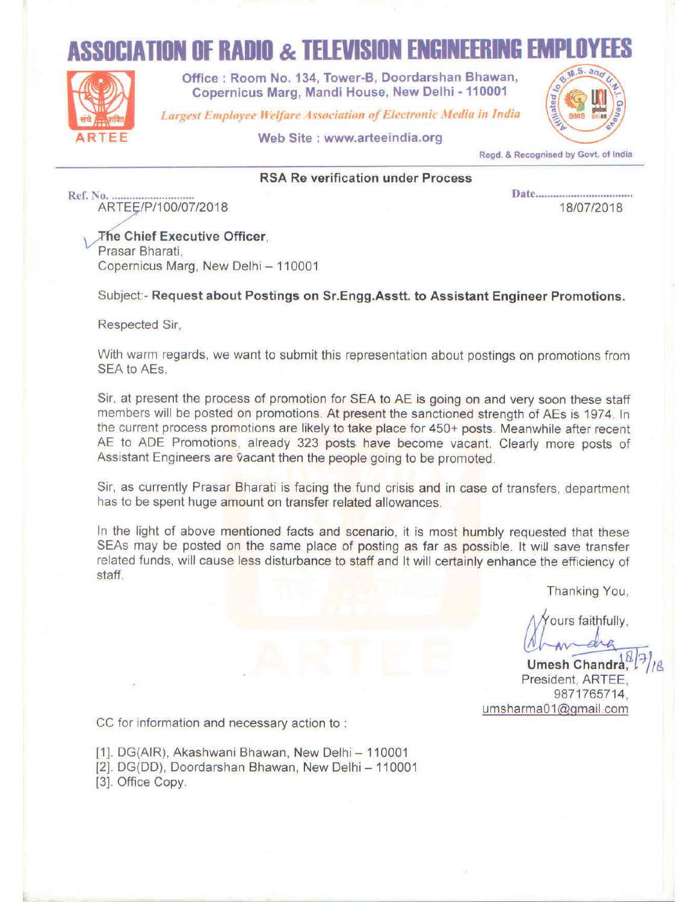# ASSOCIATION OF RADIO & TELEVISION ENGINEERING EMPLOYEES

ARTEE

Office : Room No. 134, Tower-B, Doordarshan Bhawan, Copernicus Marg, Mandi House, New Delhi - 110001

*Largest Employee Welfare Association of Electronic Media in India*

Web Site : www.arteeindia.org

Affiliated to B.M.S. and U.N.I. Geneva

Regd. & Recognised by Govt. of India

**RSA Re verification under Process**

Ref. No. ARTEE/P/100/07/2018

Date 18/07/2018

**The Chief Executive Officer**,
Prasar Bharati,
Copernicus Marg, New Delhi – 110001

Subject:- **Request about Postings on Sr.Engg.Asstt. to Assistant Engineer Promotions.**

Respected Sir,

With warm regards, we want to submit this representation about postings on promotions from SEA to AEs.

Sir, at present the process of promotion for SEA to AE is going on and very soon these staff members will be posted on promotions. At present the sanctioned strength of AEs is 1974. In the current process promotions are likely to take place for 450+ posts. Meanwhile after recent AE to ADE Promotions, already 323 posts have become vacant. Clearly more posts of Assistant Engineers are vacant then the people going to be promoted.

Sir, as currently Prasar Bharati is facing the fund crisis and in case of transfers, department has to be spent huge amount on transfer related allowances.

In the light of above mentioned facts and scenario, it is most humbly requested that these SEAs may be posted on the same place of posting as far as possible. It will save transfer related funds, will cause less disturbance to staff and It will certainly enhance the efficiency of staff.

Thanking You,

Yours faithfully,

18/7/18

**Umesh Chandra**,
President, ARTEE,
9871765714,
umsharma01@gmail.com

CC for information and necessary action to :

[1]. DG(AIR), Akashwani Bhawan, New Delhi – 110001
[2]. DG(DD), Doordarshan Bhawan, New Delhi – 110001
[3]. Office Copy.